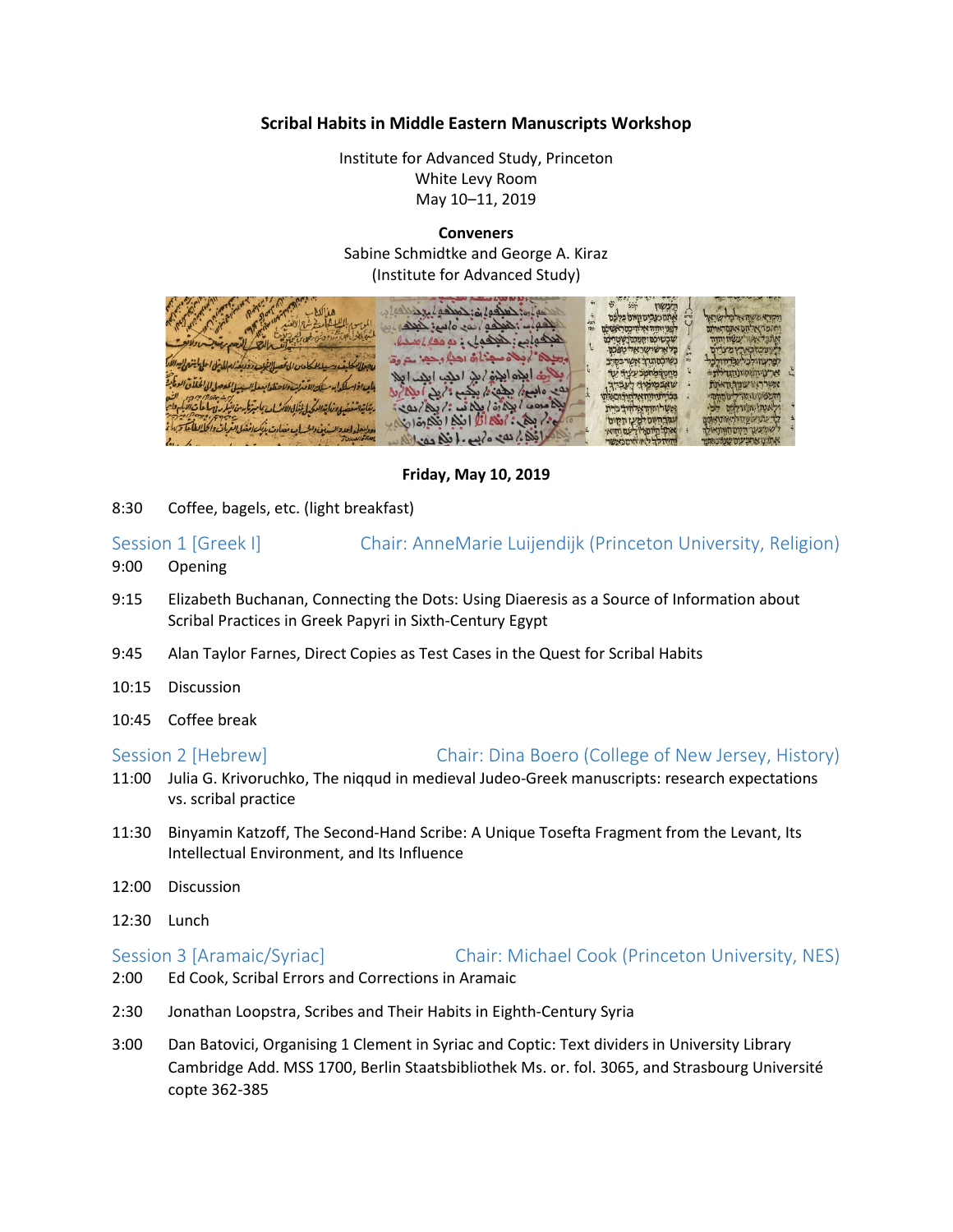# Scribal Habits in Middle Eastern Manuscripts Workshop

Institute for Advanced Study, Princeton
White Levy Room
May 10–11, 2019

**Conveners**
Sabine Schmidtke and George A. Kiraz
(Institute for Advanced Study)

## Friday, May 10, 2019

8:30 Coffee, bagels, etc. (light breakfast)

### Session 1 [Greek I] — Chair: AnneMarie Luijendijk (Princeton University, Religion)

9:00 Opening

9:15 Elizabeth Buchanan, Connecting the Dots: Using Diaeresis as a Source of Information about Scribal Practices in Greek Papyri in Sixth-Century Egypt

9:45 Alan Taylor Farnes, Direct Copies as Test Cases in the Quest for Scribal Habits

10:15 Discussion

10:45 Coffee break

### Session 2 [Hebrew] — Chair: Dina Boero (College of New Jersey, History)

11:00 Julia G. Krivoruchko, The niqqud in medieval Judeo-Greek manuscripts: research expectations vs. scribal practice

11:30 Binyamin Katzoff, The Second-Hand Scribe: A Unique Tosefta Fragment from the Levant, Its Intellectual Environment, and Its Influence

12:00 Discussion

12:30 Lunch

### Session 3 [Aramaic/Syriac] — Chair: Michael Cook (Princeton University, NES)

2:00 Ed Cook, Scribal Errors and Corrections in Aramaic

2:30 Jonathan Loopstra, Scribes and Their Habits in Eighth-Century Syria

3:00 Dan Batovici, Organising 1 Clement in Syriac and Coptic: Text dividers in University Library Cambridge Add. MSS 1700, Berlin Staatsbibliothek Ms. or. fol. 3065, and Strasbourg Université copte 362-385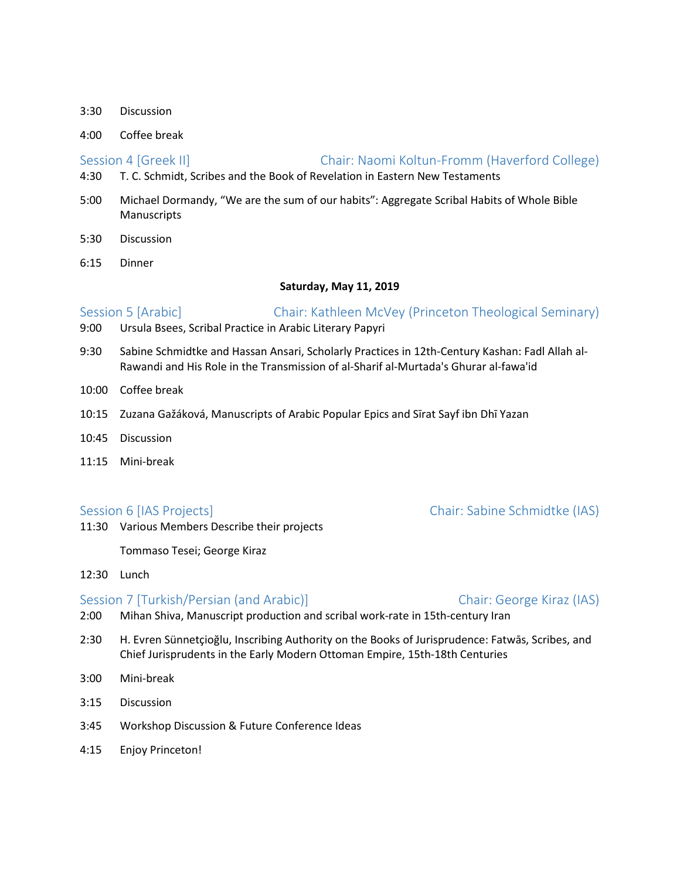3:30 Discussion

4:00 Coffee break

### Session 4 [Greek II] — Chair: Naomi Koltun-Fromm (Haverford College)

4:30 T. C. Schmidt, Scribes and the Book of Revelation in Eastern New Testaments

5:00 Michael Dormandy, "We are the sum of our habits": Aggregate Scribal Habits of Whole Bible Manuscripts

5:30 Discussion

6:15 Dinner

**Saturday, May 11, 2019**

### Session 5 [Arabic] — Chair: Kathleen McVey (Princeton Theological Seminary)

9:00 Ursula Bsees, Scribal Practice in Arabic Literary Papyri

9:30 Sabine Schmidtke and Hassan Ansari, Scholarly Practices in 12th-Century Kashan: Fadl Allah al-Rawandi and His Role in the Transmission of al-Sharif al-Murtada's Ghurar al-fawa'id

10:00 Coffee break

10:15 Zuzana Gažáková, Manuscripts of Arabic Popular Epics and Sīrat Sayf ibn Dhī Yazan

10:45 Discussion

11:15 Mini-break

### Session 6 [IAS Projects] — Chair: Sabine Schmidtke (IAS)

11:30 Various Members Describe their projects

Tommaso Tesei; George Kiraz

12:30 Lunch

### Session 7 [Turkish/Persian (and Arabic)] — Chair: George Kiraz (IAS)

2:00 Mihan Shiva, Manuscript production and scribal work-rate in 15th-century Iran

2:30 H. Evren Sünnetçioğlu, Inscribing Authority on the Books of Jurisprudence: Fatwās, Scribes, and Chief Jurisprudents in the Early Modern Ottoman Empire, 15th-18th Centuries

3:00 Mini-break

3:15 Discussion

3:45 Workshop Discussion & Future Conference Ideas

4:15 Enjoy Princeton!